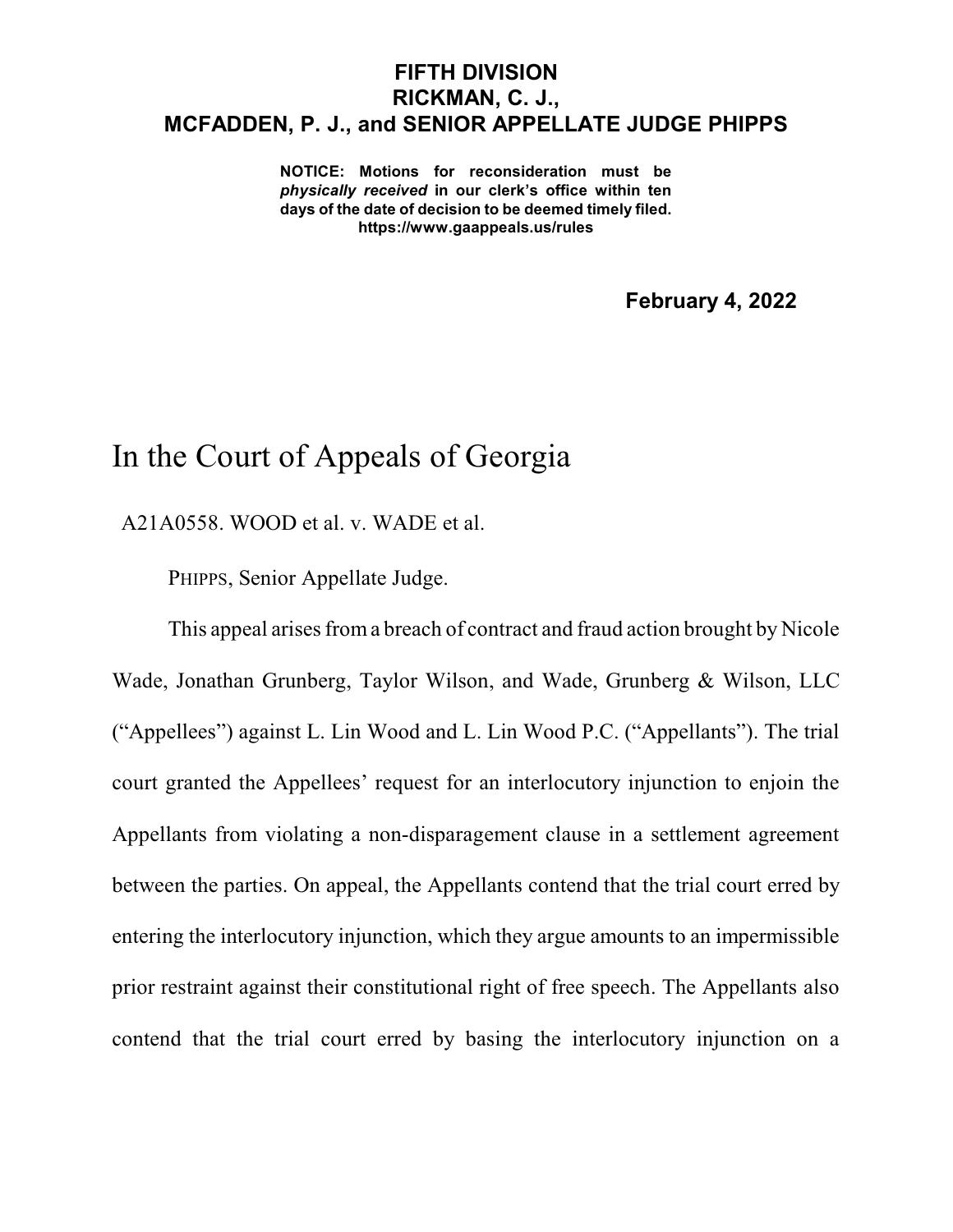**FIFTH DIVISION**
**RICKMAN, C. J.,**
**MCFADDEN, P. J., and SENIOR APPELLATE JUDGE PHIPPS**

**NOTICE: Motions for reconsideration must be *physically received* in our clerk's office within ten days of the date of decision to be deemed timely filed.**
**https://www.gaappeals.us/rules**

**February 4, 2022**

# In the Court of Appeals of Georgia

A21A0558. WOOD et al. v. WADE et al.

PHIPPS, Senior Appellate Judge.

This appeal arises from a breach of contract and fraud action brought by Nicole Wade, Jonathan Grunberg, Taylor Wilson, and Wade, Grunberg & Wilson, LLC ("Appellees") against L. Lin Wood and L. Lin Wood P.C. ("Appellants"). The trial court granted the Appellees' request for an interlocutory injunction to enjoin the Appellants from violating a non-disparagement clause in a settlement agreement between the parties. On appeal, the Appellants contend that the trial court erred by entering the interlocutory injunction, which they argue amounts to an impermissible prior restraint against their constitutional right of free speech. The Appellants also contend that the trial court erred by basing the interlocutory injunction on a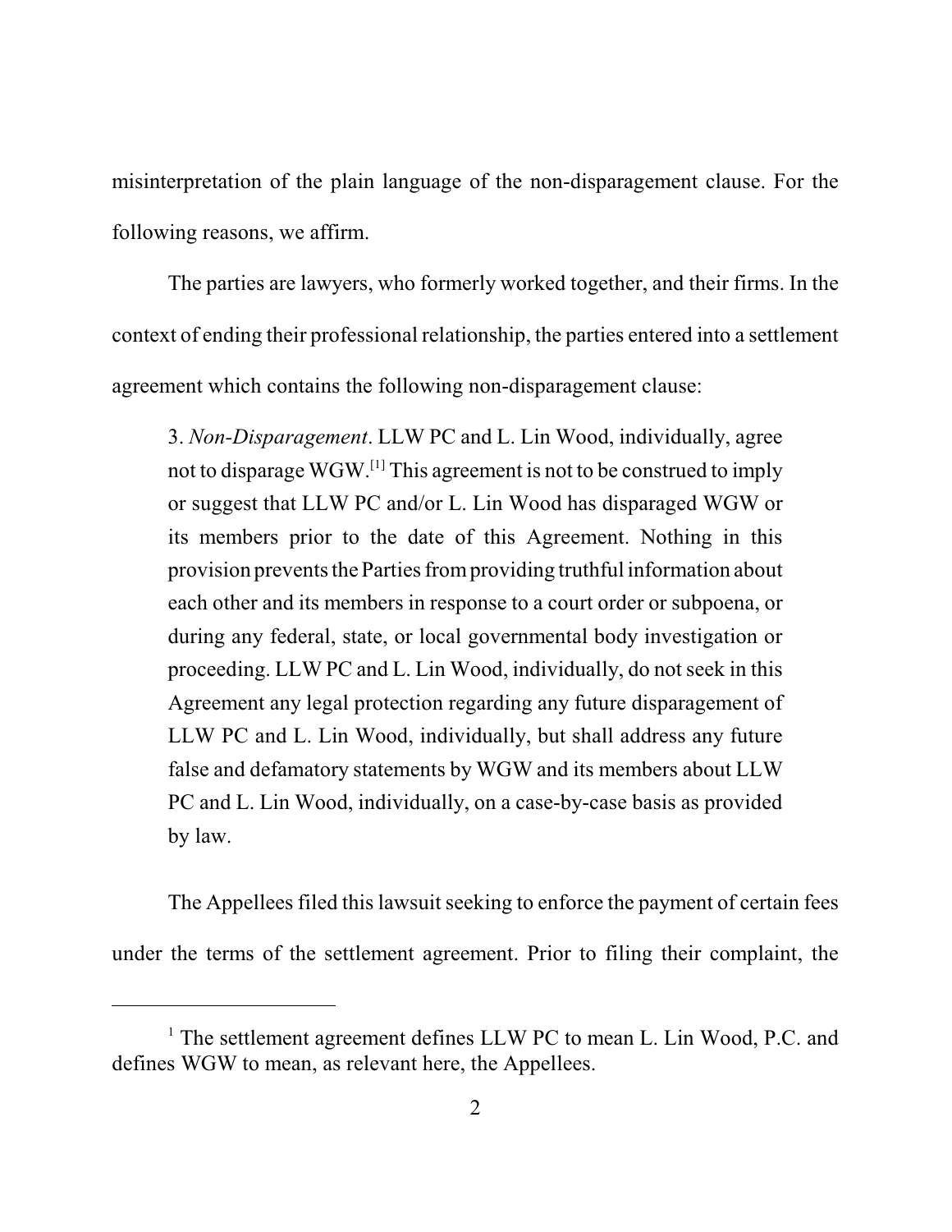misinterpretation of the plain language of the non-disparagement clause. For the following reasons, we affirm.

The parties are lawyers, who formerly worked together, and their firms. In the context of ending their professional relationship, the parties entered into a settlement agreement which contains the following non-disparagement clause:

> 3. *Non-Disparagement*. LLW PC and L. Lin Wood, individually, agree not to disparage WGW.[1] This agreement is not to be construed to imply or suggest that LLW PC and/or L. Lin Wood has disparaged WGW or its members prior to the date of this Agreement. Nothing in this provision prevents the Parties from providing truthful information about each other and its members in response to a court order or subpoena, or during any federal, state, or local governmental body investigation or proceeding. LLW PC and L. Lin Wood, individually, do not seek in this Agreement any legal protection regarding any future disparagement of LLW PC and L. Lin Wood, individually, but shall address any future false and defamatory statements by WGW and its members about LLW PC and L. Lin Wood, individually, on a case-by-case basis as provided by law.

The Appellees filed this lawsuit seeking to enforce the payment of certain fees under the terms of the settlement agreement. Prior to filing their complaint, the

---

[1] The settlement agreement defines LLW PC to mean L. Lin Wood, P.C. and defines WGW to mean, as relevant here, the Appellees.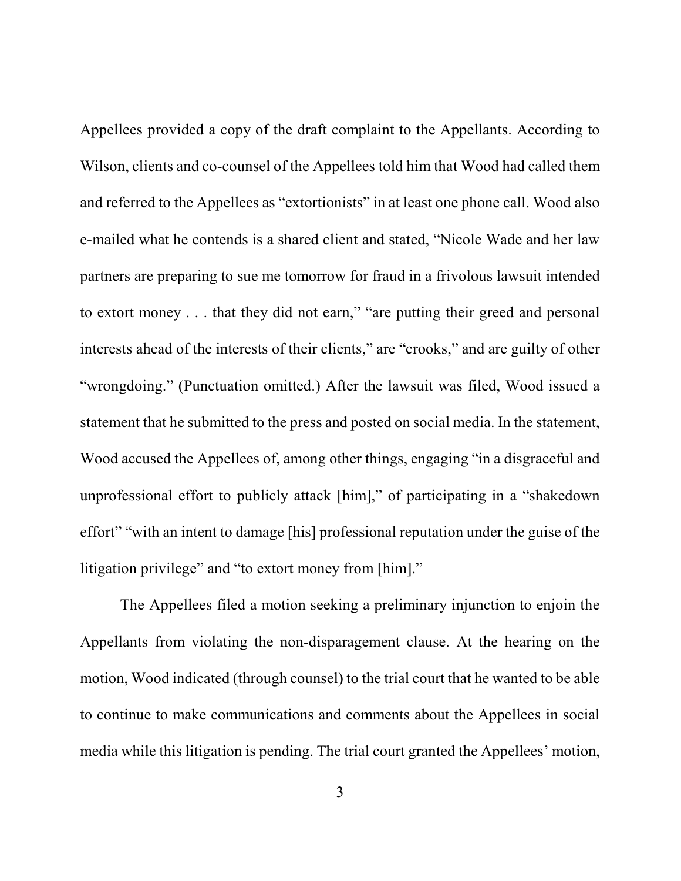Appellees provided a copy of the draft complaint to the Appellants. According to Wilson, clients and co-counsel of the Appellees told him that Wood had called them and referred to the Appellees as "extortionists" in at least one phone call. Wood also e-mailed what he contends is a shared client and stated, "Nicole Wade and her law partners are preparing to sue me tomorrow for fraud in a frivolous lawsuit intended to extort money . . . that they did not earn," "are putting their greed and personal interests ahead of the interests of their clients," are "crooks," and are guilty of other "wrongdoing." (Punctuation omitted.) After the lawsuit was filed, Wood issued a statement that he submitted to the press and posted on social media. In the statement, Wood accused the Appellees of, among other things, engaging "in a disgraceful and unprofessional effort to publicly attack [him]," of participating in a "shakedown effort" "with an intent to damage [his] professional reputation under the guise of the litigation privilege" and "to extort money from [him]."

The Appellees filed a motion seeking a preliminary injunction to enjoin the Appellants from violating the non-disparagement clause. At the hearing on the motion, Wood indicated (through counsel) to the trial court that he wanted to be able to continue to make communications and comments about the Appellees in social media while this litigation is pending. The trial court granted the Appellees' motion,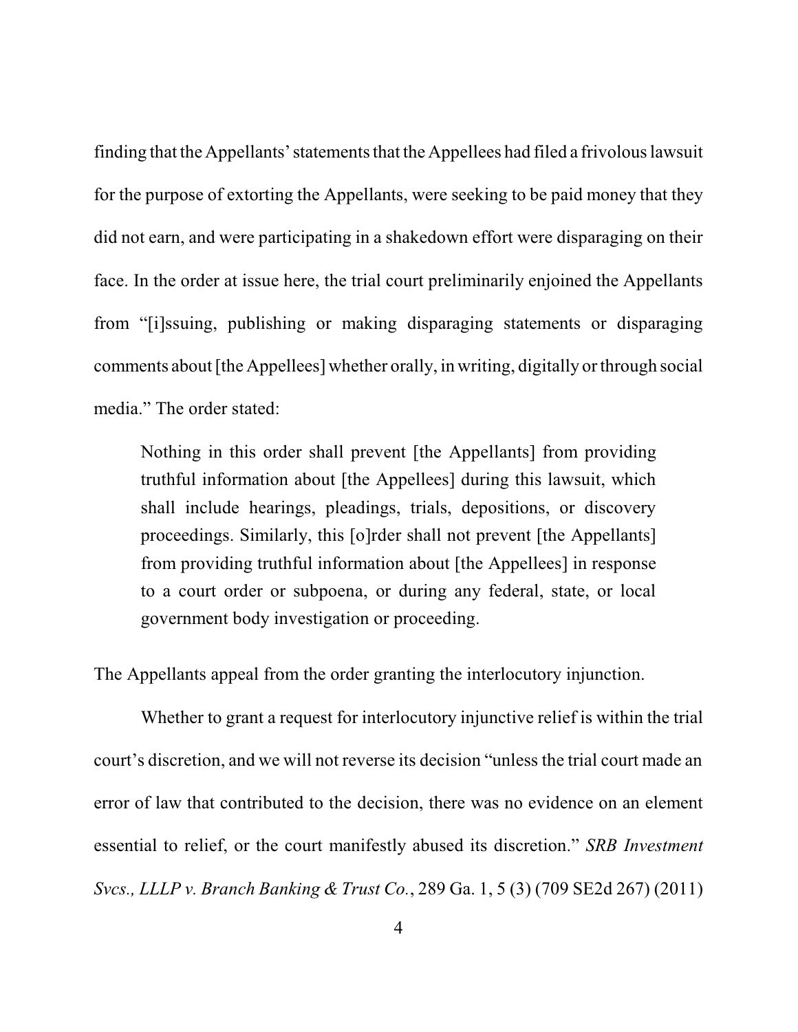finding that the Appellants' statements that the Appellees had filed a frivolous lawsuit for the purpose of extorting the Appellants, were seeking to be paid money that they did not earn, and were participating in a shakedown effort were disparaging on their face. In the order at issue here, the trial court preliminarily enjoined the Appellants from "[i]ssuing, publishing or making disparaging statements or disparaging comments about [the Appellees] whether orally, in writing, digitally or through social media." The order stated:

> Nothing in this order shall prevent [the Appellants] from providing truthful information about [the Appellees] during this lawsuit, which shall include hearings, pleadings, trials, depositions, or discovery proceedings. Similarly, this [o]rder shall not prevent [the Appellants] from providing truthful information about [the Appellees] in response to a court order or subpoena, or during any federal, state, or local government body investigation or proceeding.

The Appellants appeal from the order granting the interlocutory injunction.

Whether to grant a request for interlocutory injunctive relief is within the trial court's discretion, and we will not reverse its decision "unless the trial court made an error of law that contributed to the decision, there was no evidence on an element essential to relief, or the court manifestly abused its discretion." *SRB Investment Svcs., LLLP v. Branch Banking & Trust Co.*, 289 Ga. 1, 5 (3) (709 SE2d 267) (2011)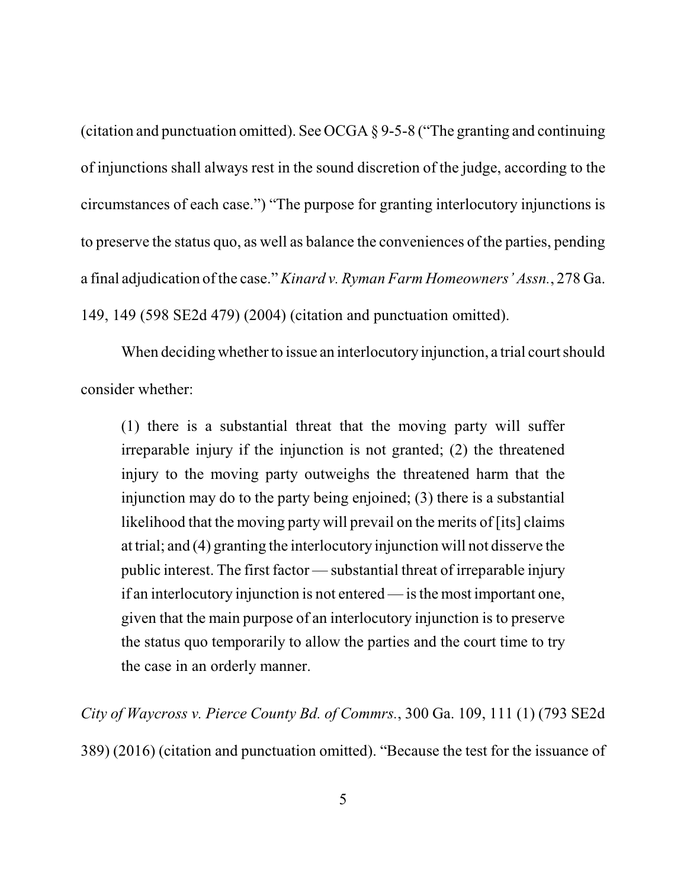(citation and punctuation omitted). See OCGA § 9-5-8 ("The granting and continuing of injunctions shall always rest in the sound discretion of the judge, according to the circumstances of each case.") "The purpose for granting interlocutory injunctions is to preserve the status quo, as well as balance the conveniences of the parties, pending a final adjudication of the case." *Kinard v. Ryman Farm Homeowners' Assn.*, 278 Ga. 149, 149 (598 SE2d 479) (2004) (citation and punctuation omitted).

When deciding whether to issue an interlocutory injunction, a trial court should consider whether:

> (1) there is a substantial threat that the moving party will suffer irreparable injury if the injunction is not granted; (2) the threatened injury to the moving party outweighs the threatened harm that the injunction may do to the party being enjoined; (3) there is a substantial likelihood that the moving party will prevail on the merits of [its] claims at trial; and (4) granting the interlocutory injunction will not disserve the public interest. The first factor — substantial threat of irreparable injury if an interlocutory injunction is not entered — is the most important one, given that the main purpose of an interlocutory injunction is to preserve the status quo temporarily to allow the parties and the court time to try the case in an orderly manner.

*City of Waycross v. Pierce County Bd. of Commrs.*, 300 Ga. 109, 111 (1) (793 SE2d 389) (2016) (citation and punctuation omitted). "Because the test for the issuance of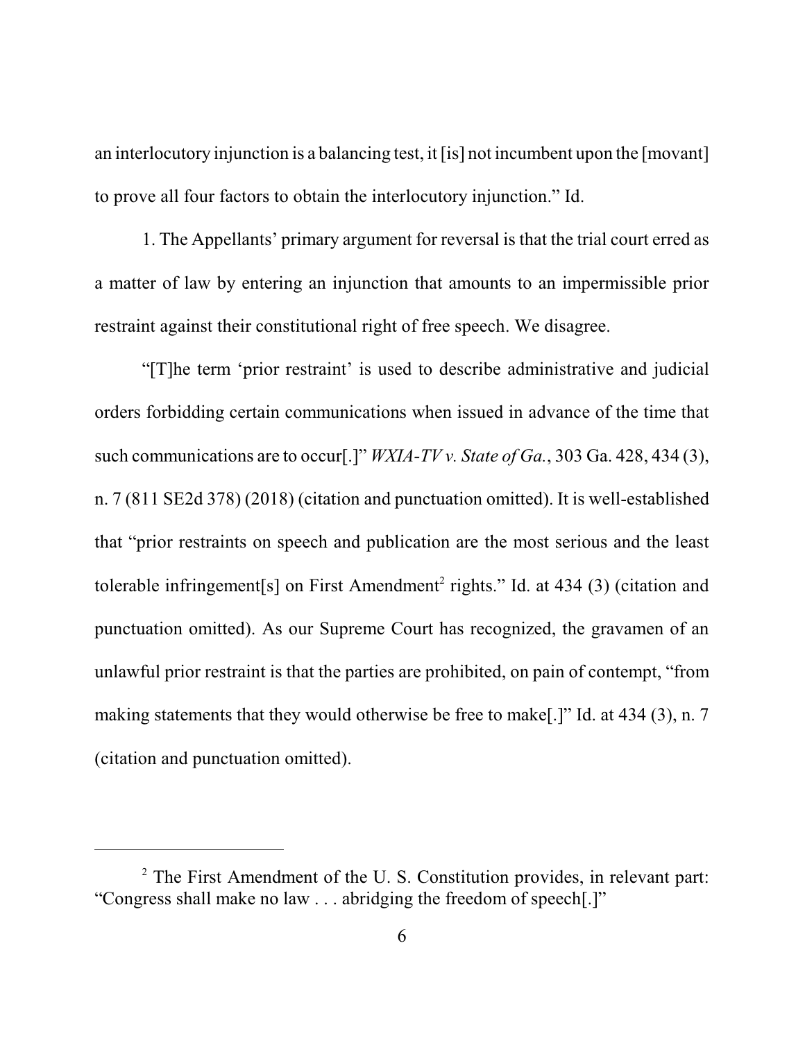an interlocutory injunction is a balancing test, it [is] not incumbent upon the [movant] to prove all four factors to obtain the interlocutory injunction." Id.

1. The Appellants' primary argument for reversal is that the trial court erred as a matter of law by entering an injunction that amounts to an impermissible prior restraint against their constitutional right of free speech. We disagree.

"[T]he term 'prior restraint' is used to describe administrative and judicial orders forbidding certain communications when issued in advance of the time that such communications are to occur[.]" *WXIA-TV v. State of Ga.*, 303 Ga. 428, 434 (3), n. 7 (811 SE2d 378) (2018) (citation and punctuation omitted). It is well-established that "prior restraints on speech and publication are the most serious and the least tolerable infringement[s] on First Amendment[2] rights." Id. at 434 (3) (citation and punctuation omitted). As our Supreme Court has recognized, the gravamen of an unlawful prior restraint is that the parties are prohibited, on pain of contempt, "from making statements that they would otherwise be free to make[.]" Id. at 434 (3), n. 7 (citation and punctuation omitted).

---

[2] The First Amendment of the U. S. Constitution provides, in relevant part: "Congress shall make no law . . . abridging the freedom of speech[.]"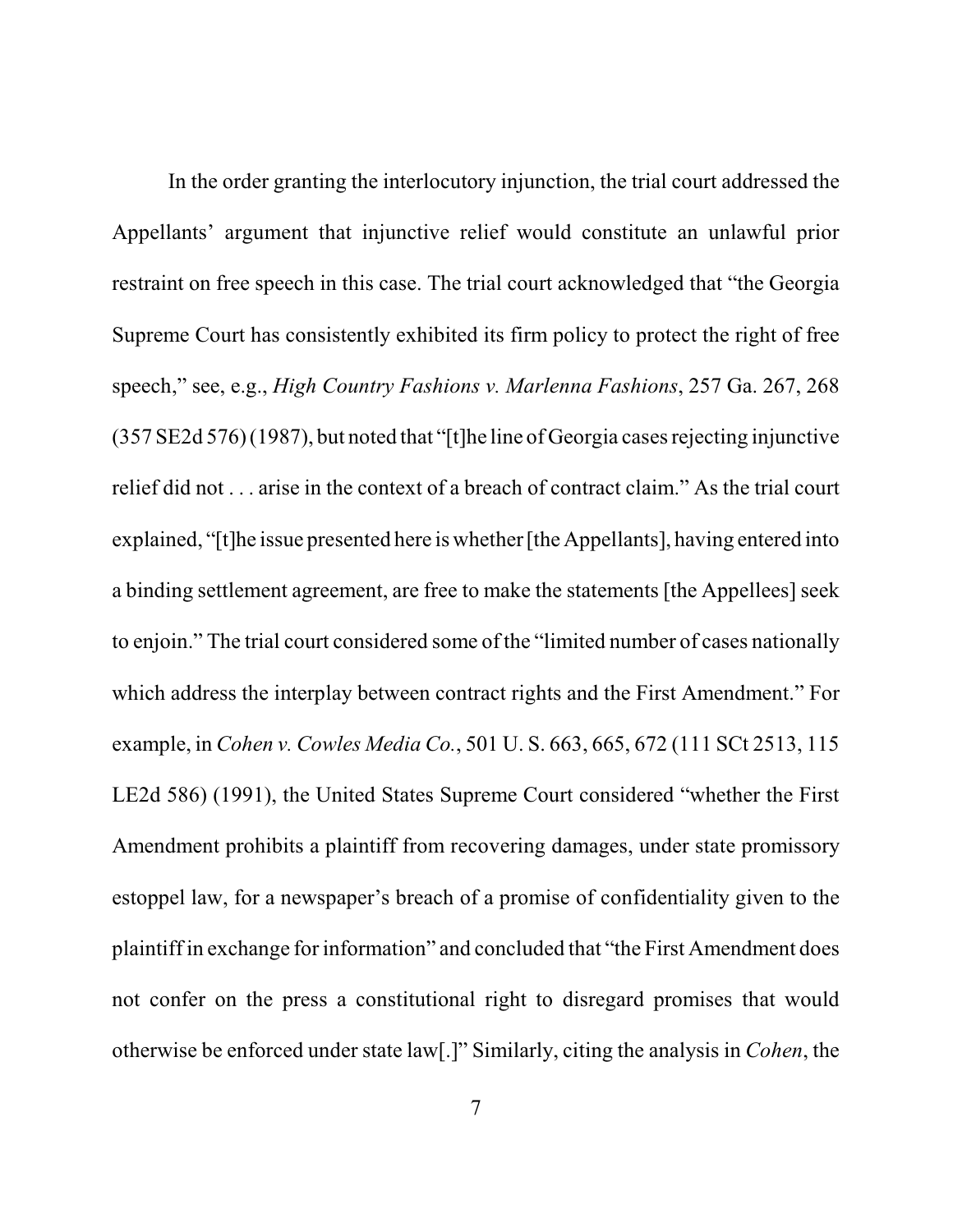In the order granting the interlocutory injunction, the trial court addressed the Appellants' argument that injunctive relief would constitute an unlawful prior restraint on free speech in this case. The trial court acknowledged that "the Georgia Supreme Court has consistently exhibited its firm policy to protect the right of free speech," see, e.g., *High Country Fashions v. Marlenna Fashions*, 257 Ga. 267, 268 (357 SE2d 576) (1987), but noted that "[t]he line of Georgia cases rejecting injunctive relief did not . . . arise in the context of a breach of contract claim." As the trial court explained, "[t]he issue presented here is whether [the Appellants], having entered into a binding settlement agreement, are free to make the statements [the Appellees] seek to enjoin." The trial court considered some of the "limited number of cases nationally which address the interplay between contract rights and the First Amendment." For example, in *Cohen v. Cowles Media Co.*, 501 U. S. 663, 665, 672 (111 SCt 2513, 115 LE2d 586) (1991), the United States Supreme Court considered "whether the First Amendment prohibits a plaintiff from recovering damages, under state promissory estoppel law, for a newspaper's breach of a promise of confidentiality given to the plaintiff in exchange for information" and concluded that "the First Amendment does not confer on the press a constitutional right to disregard promises that would otherwise be enforced under state law[.]" Similarly, citing the analysis in *Cohen*, the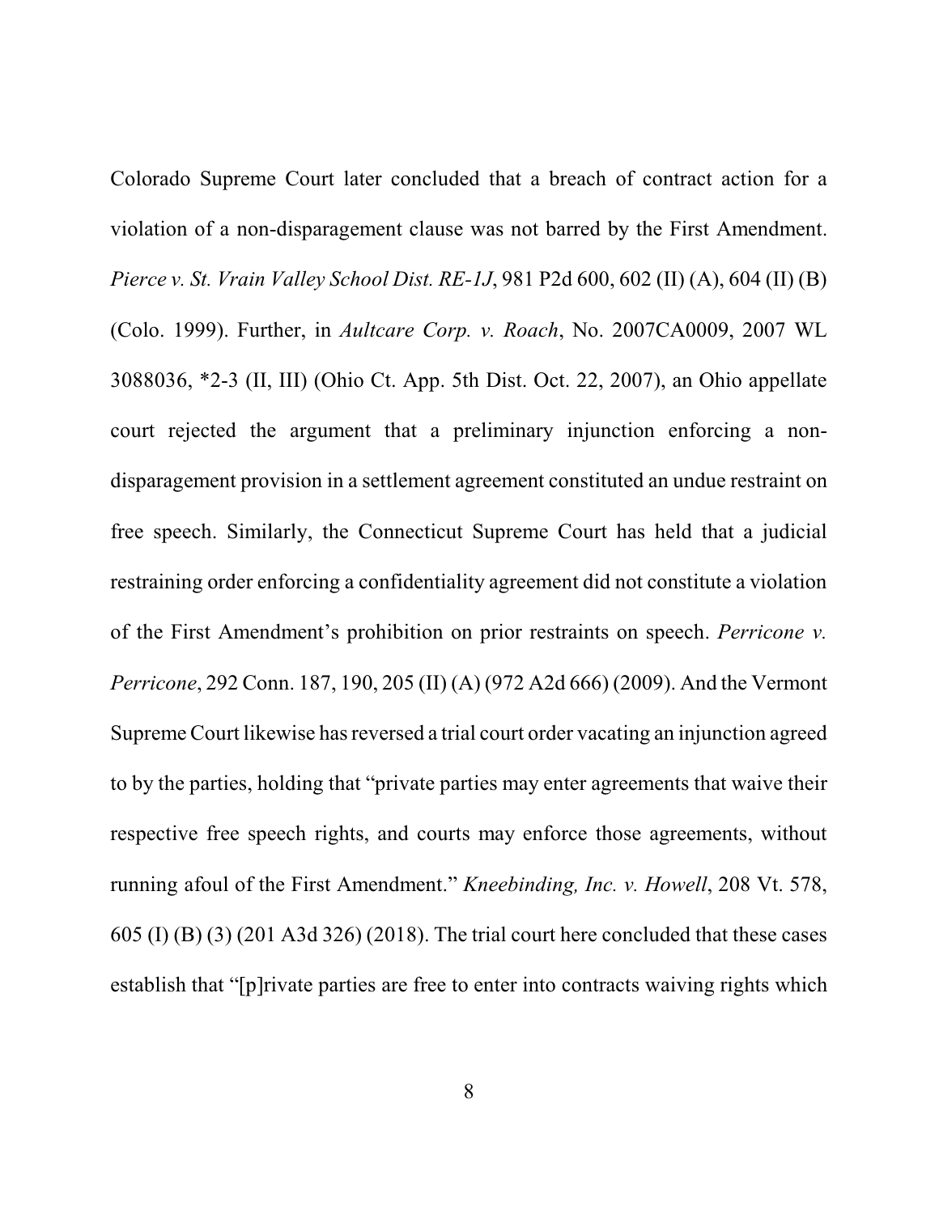Colorado Supreme Court later concluded that a breach of contract action for a violation of a non-disparagement clause was not barred by the First Amendment. *Pierce v. St. Vrain Valley School Dist. RE-1J*, 981 P2d 600, 602 (II) (A), 604 (II) (B) (Colo. 1999). Further, in *Aultcare Corp. v. Roach*, No. 2007CA0009, 2007 WL 3088036, *2-3 (II, III) (Ohio Ct. App. 5th Dist. Oct. 22, 2007), an Ohio appellate court rejected the argument that a preliminary injunction enforcing a non-disparagement provision in a settlement agreement constituted an undue restraint on free speech. Similarly, the Connecticut Supreme Court has held that a judicial restraining order enforcing a confidentiality agreement did not constitute a violation of the First Amendment's prohibition on prior restraints on speech. *Perricone v. Perricone*, 292 Conn. 187, 190, 205 (II) (A) (972 A2d 666) (2009). And the Vermont Supreme Court likewise has reversed a trial court order vacating an injunction agreed to by the parties, holding that "private parties may enter agreements that waive their respective free speech rights, and courts may enforce those agreements, without running afoul of the First Amendment." *Kneebinding, Inc. v. Howell*, 208 Vt. 578, 605 (I) (B) (3) (201 A3d 326) (2018). The trial court here concluded that these cases establish that "[p]rivate parties are free to enter into contracts waiving rights which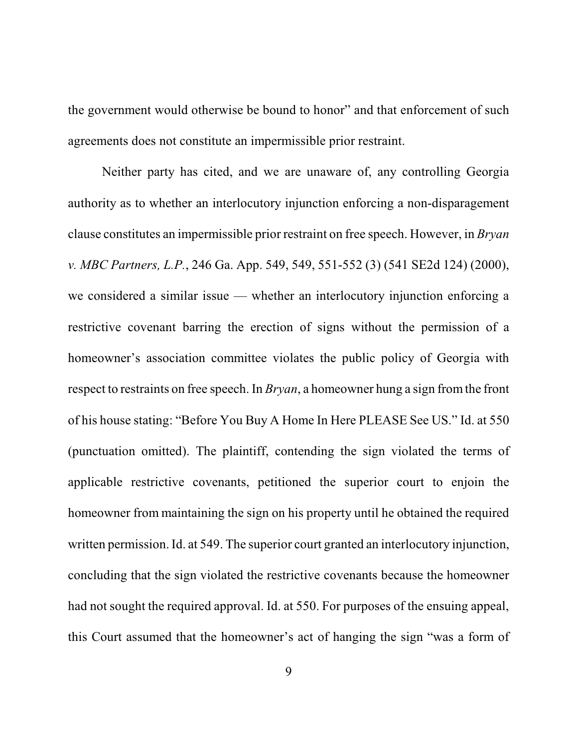the government would otherwise be bound to honor" and that enforcement of such agreements does not constitute an impermissible prior restraint.

Neither party has cited, and we are unaware of, any controlling Georgia authority as to whether an interlocutory injunction enforcing a non-disparagement clause constitutes an impermissible prior restraint on free speech. However, in *Bryan v. MBC Partners, L.P.*, 246 Ga. App. 549, 549, 551-552 (3) (541 SE2d 124) (2000), we considered a similar issue — whether an interlocutory injunction enforcing a restrictive covenant barring the erection of signs without the permission of a homeowner's association committee violates the public policy of Georgia with respect to restraints on free speech. In *Bryan*, a homeowner hung a sign from the front of his house stating: "Before You Buy A Home In Here PLEASE See US." Id. at 550 (punctuation omitted). The plaintiff, contending the sign violated the terms of applicable restrictive covenants, petitioned the superior court to enjoin the homeowner from maintaining the sign on his property until he obtained the required written permission. Id. at 549. The superior court granted an interlocutory injunction, concluding that the sign violated the restrictive covenants because the homeowner had not sought the required approval. Id. at 550. For purposes of the ensuing appeal, this Court assumed that the homeowner's act of hanging the sign "was a form of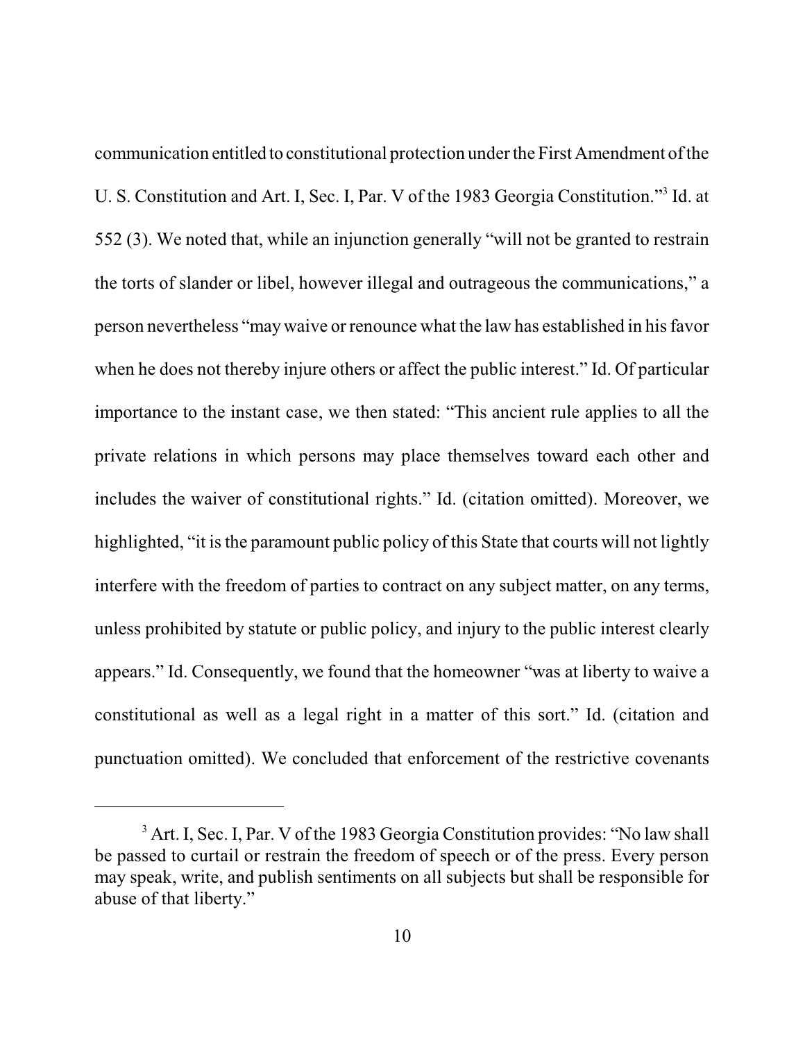communication entitled to constitutional protection under the First Amendment of the U. S. Constitution and Art. I, Sec. I, Par. V of the 1983 Georgia Constitution."[3] Id. at 552 (3). We noted that, while an injunction generally "will not be granted to restrain the torts of slander or libel, however illegal and outrageous the communications," a person nevertheless "may waive or renounce what the law has established in his favor when he does not thereby injure others or affect the public interest." Id. Of particular importance to the instant case, we then stated: "This ancient rule applies to all the private relations in which persons may place themselves toward each other and includes the waiver of constitutional rights." Id. (citation omitted). Moreover, we highlighted, "it is the paramount public policy of this State that courts will not lightly interfere with the freedom of parties to contract on any subject matter, on any terms, unless prohibited by statute or public policy, and injury to the public interest clearly appears." Id. Consequently, we found that the homeowner "was at liberty to waive a constitutional as well as a legal right in a matter of this sort." Id. (citation and punctuation omitted). We concluded that enforcement of the restrictive covenants

---

[3] Art. I, Sec. I, Par. V of the 1983 Georgia Constitution provides: "No law shall be passed to curtail or restrain the freedom of speech or of the press. Every person may speak, write, and publish sentiments on all subjects but shall be responsible for abuse of that liberty."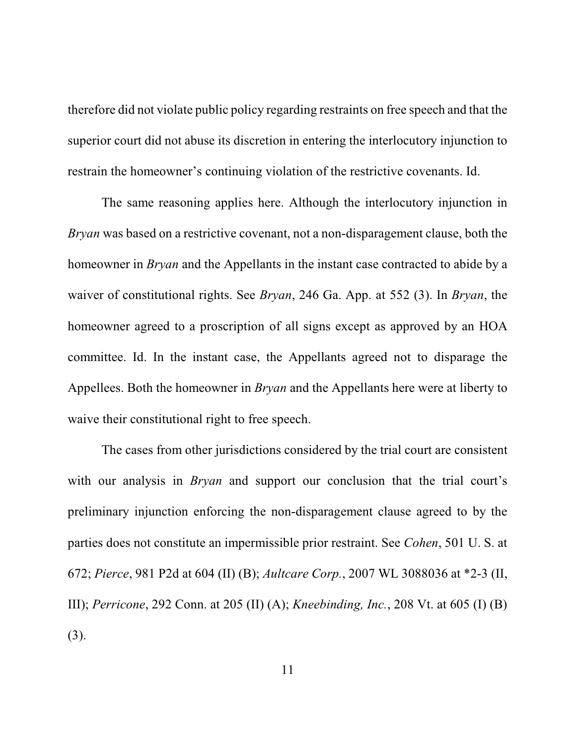therefore did not violate public policy regarding restraints on free speech and that the superior court did not abuse its discretion in entering the interlocutory injunction to restrain the homeowner's continuing violation of the restrictive covenants. Id.

The same reasoning applies here. Although the interlocutory injunction in *Bryan* was based on a restrictive covenant, not a non-disparagement clause, both the homeowner in *Bryan* and the Appellants in the instant case contracted to abide by a waiver of constitutional rights. See *Bryan*, 246 Ga. App. at 552 (3). In *Bryan*, the homeowner agreed to a proscription of all signs except as approved by an HOA committee. Id. In the instant case, the Appellants agreed not to disparage the Appellees. Both the homeowner in *Bryan* and the Appellants here were at liberty to waive their constitutional right to free speech.

The cases from other jurisdictions considered by the trial court are consistent with our analysis in *Bryan* and support our conclusion that the trial court's preliminary injunction enforcing the non-disparagement clause agreed to by the parties does not constitute an impermissible prior restraint. See *Cohen*, 501 U. S. at 672; *Pierce*, 981 P2d at 604 (II) (B); *Aultcare Corp.*, 2007 WL 3088036 at *2-3 (II, III); *Perricone*, 292 Conn. at 205 (II) (A); *Kneebinding, Inc.*, 208 Vt. at 605 (I) (B) (3).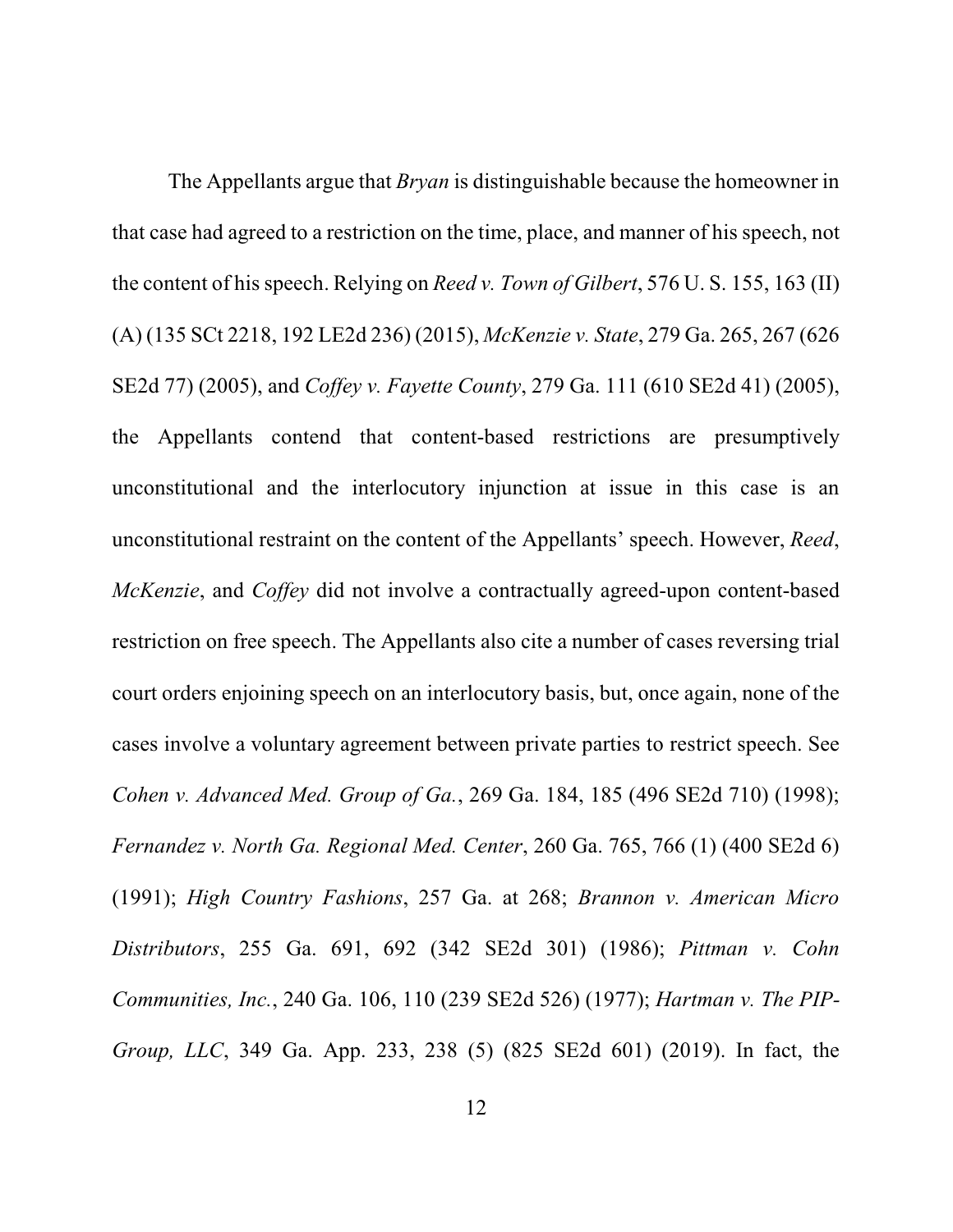The Appellants argue that *Bryan* is distinguishable because the homeowner in that case had agreed to a restriction on the time, place, and manner of his speech, not the content of his speech. Relying on *Reed v. Town of Gilbert*, 576 U. S. 155, 163 (II) (A) (135 SCt 2218, 192 LE2d 236) (2015), *McKenzie v. State*, 279 Ga. 265, 267 (626 SE2d 77) (2005), and *Coffey v. Fayette County*, 279 Ga. 111 (610 SE2d 41) (2005), the Appellants contend that content-based restrictions are presumptively unconstitutional and the interlocutory injunction at issue in this case is an unconstitutional restraint on the content of the Appellants' speech. However, *Reed*, *McKenzie*, and *Coffey* did not involve a contractually agreed-upon content-based restriction on free speech. The Appellants also cite a number of cases reversing trial court orders enjoining speech on an interlocutory basis, but, once again, none of the cases involve a voluntary agreement between private parties to restrict speech. See *Cohen v. Advanced Med. Group of Ga.*, 269 Ga. 184, 185 (496 SE2d 710) (1998); *Fernandez v. North Ga. Regional Med. Center*, 260 Ga. 765, 766 (1) (400 SE2d 6) (1991); *High Country Fashions*, 257 Ga. at 268; *Brannon v. American Micro Distributors*, 255 Ga. 691, 692 (342 SE2d 301) (1986); *Pittman v. Cohn Communities, Inc.*, 240 Ga. 106, 110 (239 SE2d 526) (1977); *Hartman v. The PIP-Group, LLC*, 349 Ga. App. 233, 238 (5) (825 SE2d 601) (2019). In fact, the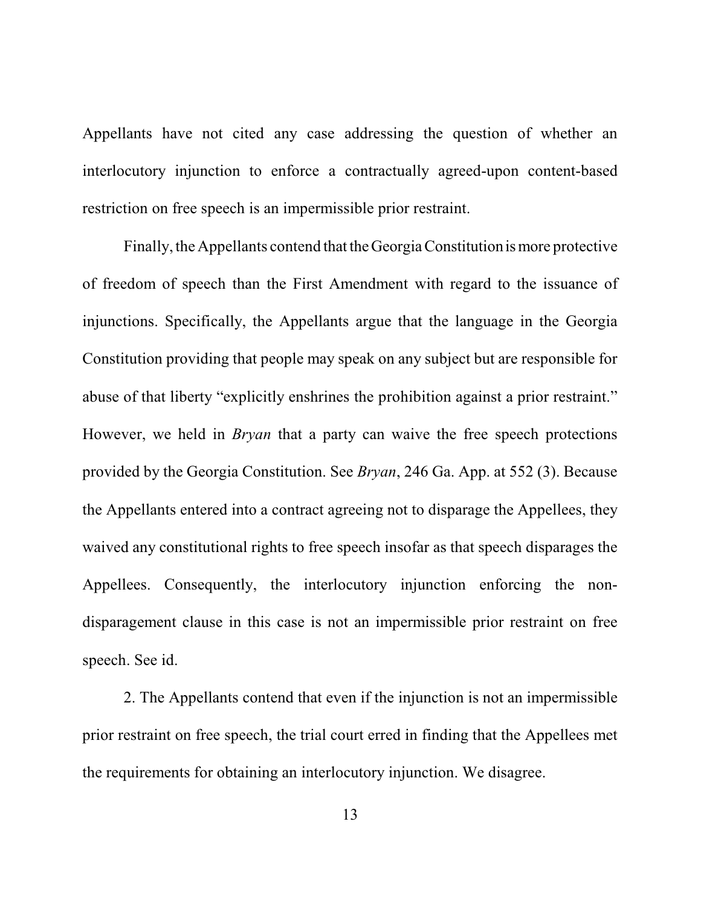Appellants have not cited any case addressing the question of whether an interlocutory injunction to enforce a contractually agreed-upon content-based restriction on free speech is an impermissible prior restraint.

Finally, the Appellants contend that the Georgia Constitution is more protective of freedom of speech than the First Amendment with regard to the issuance of injunctions. Specifically, the Appellants argue that the language in the Georgia Constitution providing that people may speak on any subject but are responsible for abuse of that liberty "explicitly enshrines the prohibition against a prior restraint." However, we held in *Bryan* that a party can waive the free speech protections provided by the Georgia Constitution. See *Bryan*, 246 Ga. App. at 552 (3). Because the Appellants entered into a contract agreeing not to disparage the Appellees, they waived any constitutional rights to free speech insofar as that speech disparages the Appellees. Consequently, the interlocutory injunction enforcing the non-disparagement clause in this case is not an impermissible prior restraint on free speech. See id.

2. The Appellants contend that even if the injunction is not an impermissible prior restraint on free speech, the trial court erred in finding that the Appellees met the requirements for obtaining an interlocutory injunction. We disagree.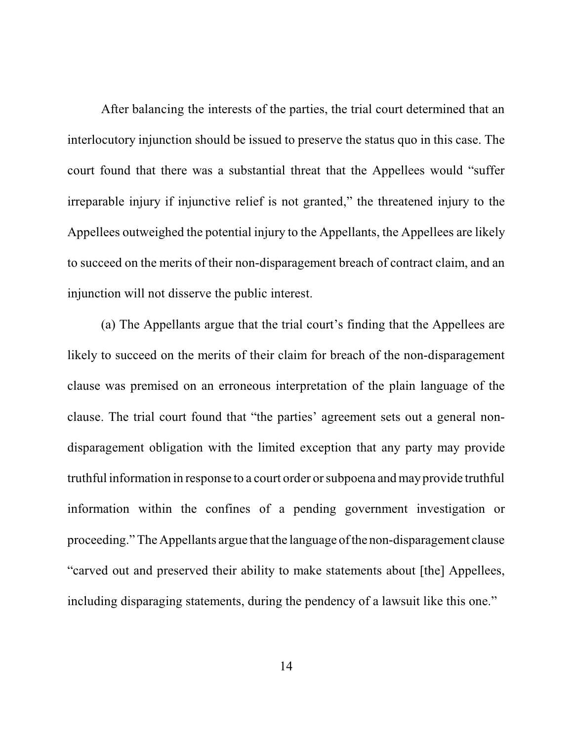After balancing the interests of the parties, the trial court determined that an interlocutory injunction should be issued to preserve the status quo in this case. The court found that there was a substantial threat that the Appellees would "suffer irreparable injury if injunctive relief is not granted," the threatened injury to the Appellees outweighed the potential injury to the Appellants, the Appellees are likely to succeed on the merits of their non-disparagement breach of contract claim, and an injunction will not disserve the public interest.

(a) The Appellants argue that the trial court's finding that the Appellees are likely to succeed on the merits of their claim for breach of the non-disparagement clause was premised on an erroneous interpretation of the plain language of the clause. The trial court found that "the parties' agreement sets out a general non-disparagement obligation with the limited exception that any party may provide truthful information in response to a court order or subpoena and may provide truthful information within the confines of a pending government investigation or proceeding." The Appellants argue that the language of the non-disparagement clause "carved out and preserved their ability to make statements about [the] Appellees, including disparaging statements, during the pendency of a lawsuit like this one."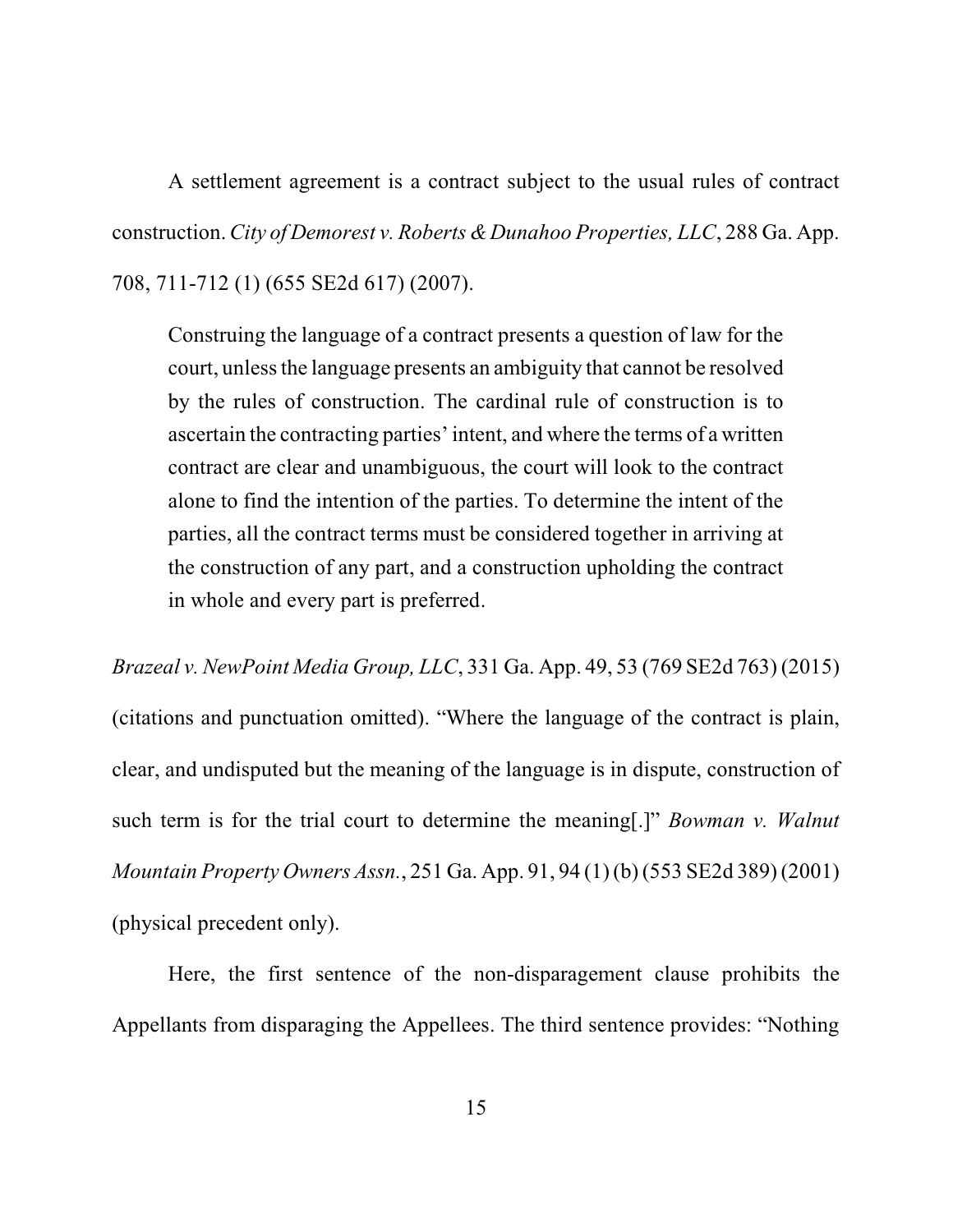A settlement agreement is a contract subject to the usual rules of contract construction. *City of Demorest v. Roberts & Dunahoo Properties, LLC*, 288 Ga. App. 708, 711-712 (1) (655 SE2d 617) (2007).

> Construing the language of a contract presents a question of law for the court, unless the language presents an ambiguity that cannot be resolved by the rules of construction. The cardinal rule of construction is to ascertain the contracting parties' intent, and where the terms of a written contract are clear and unambiguous, the court will look to the contract alone to find the intention of the parties. To determine the intent of the parties, all the contract terms must be considered together in arriving at the construction of any part, and a construction upholding the contract in whole and every part is preferred.

*Brazeal v. NewPoint Media Group, LLC*, 331 Ga. App. 49, 53 (769 SE2d 763) (2015) (citations and punctuation omitted). "Where the language of the contract is plain, clear, and undisputed but the meaning of the language is in dispute, construction of such term is for the trial court to determine the meaning[.]" *Bowman v. Walnut Mountain Property Owners Assn.*, 251 Ga. App. 91, 94 (1) (b) (553 SE2d 389) (2001) (physical precedent only).

Here, the first sentence of the non-disparagement clause prohibits the Appellants from disparaging the Appellees. The third sentence provides: "Nothing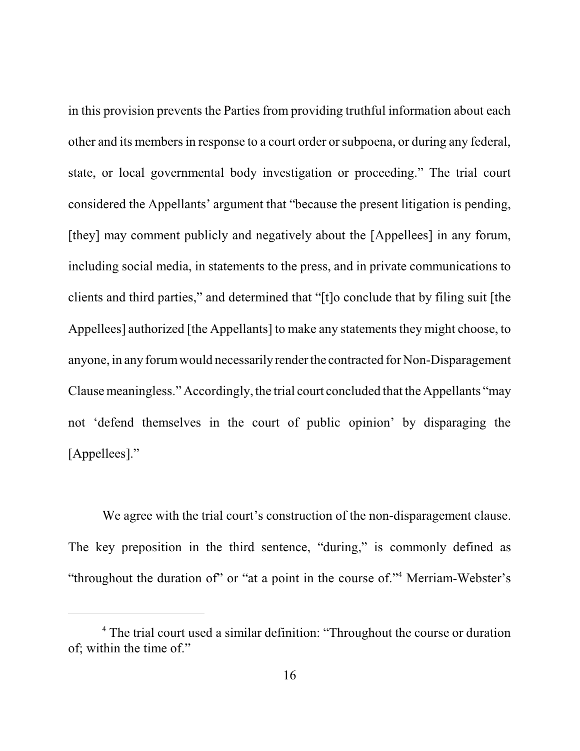in this provision prevents the Parties from providing truthful information about each other and its members in response to a court order or subpoena, or during any federal, state, or local governmental body investigation or proceeding." The trial court considered the Appellants' argument that "because the present litigation is pending, [they] may comment publicly and negatively about the [Appellees] in any forum, including social media, in statements to the press, and in private communications to clients and third parties," and determined that "[t]o conclude that by filing suit [the Appellees] authorized [the Appellants] to make any statements they might choose, to anyone, in any forum would necessarily render the contracted for Non-Disparagement Clause meaningless." Accordingly, the trial court concluded that the Appellants "may not 'defend themselves in the court of public opinion' by disparaging the [Appellees]."

We agree with the trial court's construction of the non-disparagement clause. The key preposition in the third sentence, "during," is commonly defined as "throughout the duration of" or "at a point in the course of."[4] Merriam-Webster's

---

[4] The trial court used a similar definition: "Throughout the course or duration of; within the time of."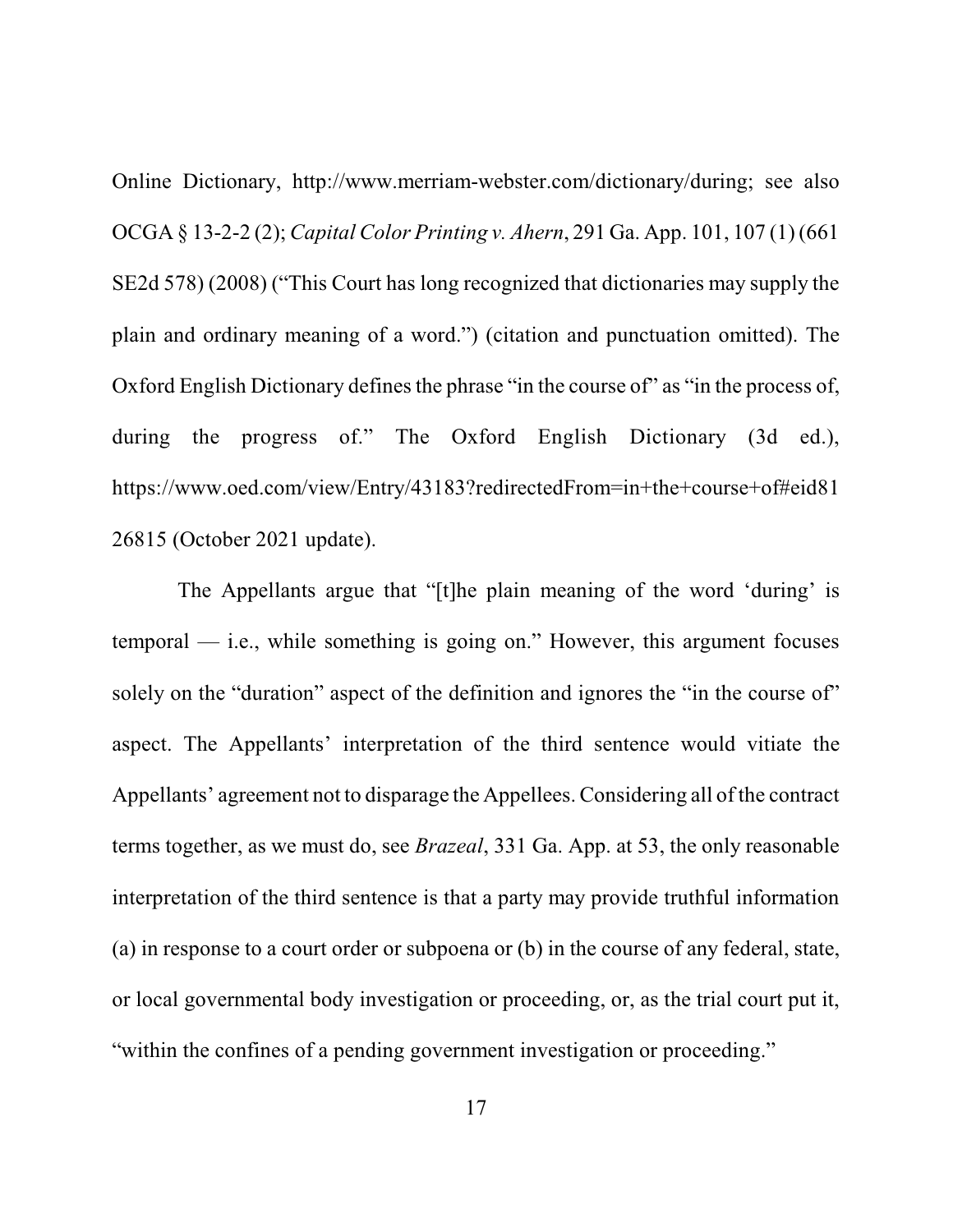Online Dictionary, http://www.merriam-webster.com/dictionary/during; see also OCGA § 13-2-2 (2); *Capital Color Printing v. Ahern*, 291 Ga. App. 101, 107 (1) (661 SE2d 578) (2008) ("This Court has long recognized that dictionaries may supply the plain and ordinary meaning of a word.") (citation and punctuation omitted). The Oxford English Dictionary defines the phrase "in the course of" as "in the process of, during the progress of." The Oxford English Dictionary (3d ed.), https://www.oed.com/view/Entry/43183?redirectedFrom=in+the+course+of#eid8126815 (October 2021 update).

The Appellants argue that "[t]he plain meaning of the word 'during' is temporal — i.e., while something is going on." However, this argument focuses solely on the "duration" aspect of the definition and ignores the "in the course of" aspect. The Appellants' interpretation of the third sentence would vitiate the Appellants' agreement not to disparage the Appellees. Considering all of the contract terms together, as we must do, see *Brazeal*, 331 Ga. App. at 53, the only reasonable interpretation of the third sentence is that a party may provide truthful information (a) in response to a court order or subpoena or (b) in the course of any federal, state, or local governmental body investigation or proceeding, or, as the trial court put it, "within the confines of a pending government investigation or proceeding."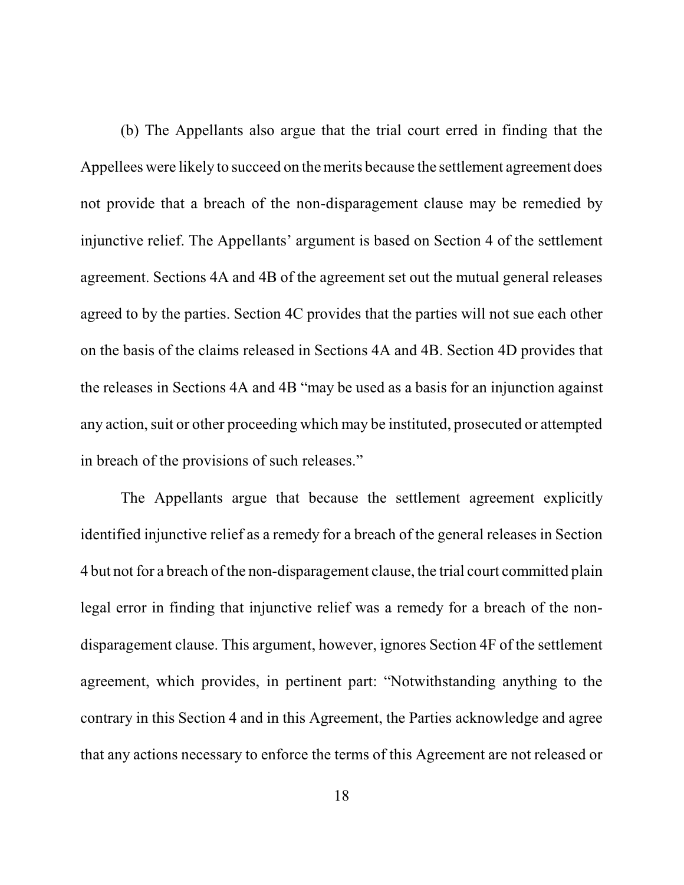(b) The Appellants also argue that the trial court erred in finding that the Appellees were likely to succeed on the merits because the settlement agreement does not provide that a breach of the non-disparagement clause may be remedied by injunctive relief. The Appellants' argument is based on Section 4 of the settlement agreement. Sections 4A and 4B of the agreement set out the mutual general releases agreed to by the parties. Section 4C provides that the parties will not sue each other on the basis of the claims released in Sections 4A and 4B. Section 4D provides that the releases in Sections 4A and 4B "may be used as a basis for an injunction against any action, suit or other proceeding which may be instituted, prosecuted or attempted in breach of the provisions of such releases."

The Appellants argue that because the settlement agreement explicitly identified injunctive relief as a remedy for a breach of the general releases in Section 4 but not for a breach of the non-disparagement clause, the trial court committed plain legal error in finding that injunctive relief was a remedy for a breach of the non-disparagement clause. This argument, however, ignores Section 4F of the settlement agreement, which provides, in pertinent part: "Notwithstanding anything to the contrary in this Section 4 and in this Agreement, the Parties acknowledge and agree that any actions necessary to enforce the terms of this Agreement are not released or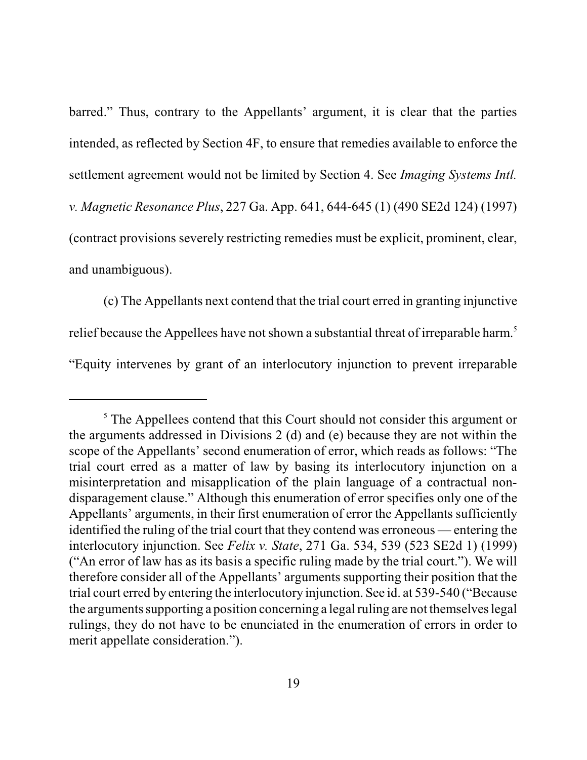barred." Thus, contrary to the Appellants' argument, it is clear that the parties intended, as reflected by Section 4F, to ensure that remedies available to enforce the settlement agreement would not be limited by Section 4. See *Imaging Systems Intl. v. Magnetic Resonance Plus*, 227 Ga. App. 641, 644-645 (1) (490 SE2d 124) (1997) (contract provisions severely restricting remedies must be explicit, prominent, clear, and unambiguous).

(c) The Appellants next contend that the trial court erred in granting injunctive relief because the Appellees have not shown a substantial threat of irreparable harm.[5] "Equity intervenes by grant of an interlocutory injunction to prevent irreparable

---

[5] The Appellees contend that this Court should not consider this argument or the arguments addressed in Divisions 2 (d) and (e) because they are not within the scope of the Appellants' second enumeration of error, which reads as follows: "The trial court erred as a matter of law by basing its interlocutory injunction on a misinterpretation and misapplication of the plain language of a contractual non-disparagement clause." Although this enumeration of error specifies only one of the Appellants' arguments, in their first enumeration of error the Appellants sufficiently identified the ruling of the trial court that they contend was erroneous — entering the interlocutory injunction. See *Felix v. State*, 271 Ga. 534, 539 (523 SE2d 1) (1999) ("An error of law has as its basis a specific ruling made by the trial court."). We will therefore consider all of the Appellants' arguments supporting their position that the trial court erred by entering the interlocutory injunction. See id. at 539-540 ("Because the arguments supporting a position concerning a legal ruling are not themselves legal rulings, they do not have to be enunciated in the enumeration of errors in order to merit appellate consideration.").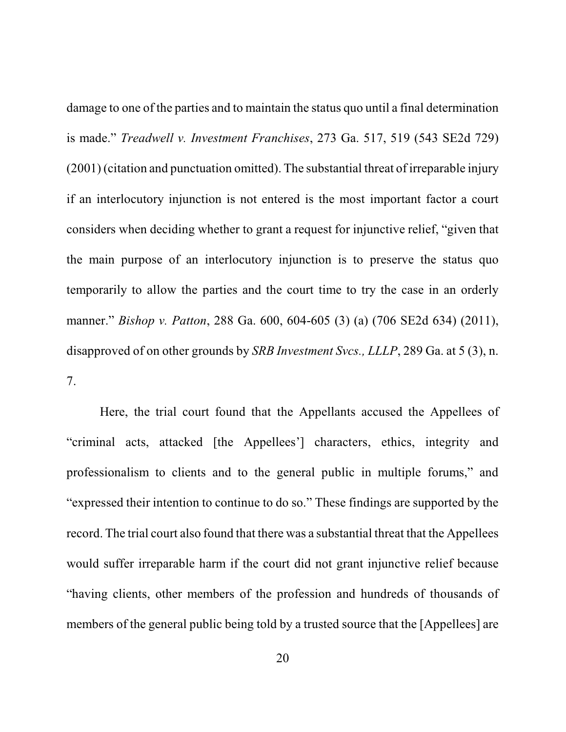damage to one of the parties and to maintain the status quo until a final determination is made." *Treadwell v. Investment Franchises*, 273 Ga. 517, 519 (543 SE2d 729) (2001) (citation and punctuation omitted). The substantial threat of irreparable injury if an interlocutory injunction is not entered is the most important factor a court considers when deciding whether to grant a request for injunctive relief, "given that the main purpose of an interlocutory injunction is to preserve the status quo temporarily to allow the parties and the court time to try the case in an orderly manner." *Bishop v. Patton*, 288 Ga. 600, 604-605 (3) (a) (706 SE2d 634) (2011), disapproved of on other grounds by *SRB Investment Svcs., LLLP*, 289 Ga. at 5 (3), n. 7.

Here, the trial court found that the Appellants accused the Appellees of "criminal acts, attacked [the Appellees'] characters, ethics, integrity and professionalism to clients and to the general public in multiple forums," and "expressed their intention to continue to do so." These findings are supported by the record. The trial court also found that there was a substantial threat that the Appellees would suffer irreparable harm if the court did not grant injunctive relief because "having clients, other members of the profession and hundreds of thousands of members of the general public being told by a trusted source that the [Appellees] are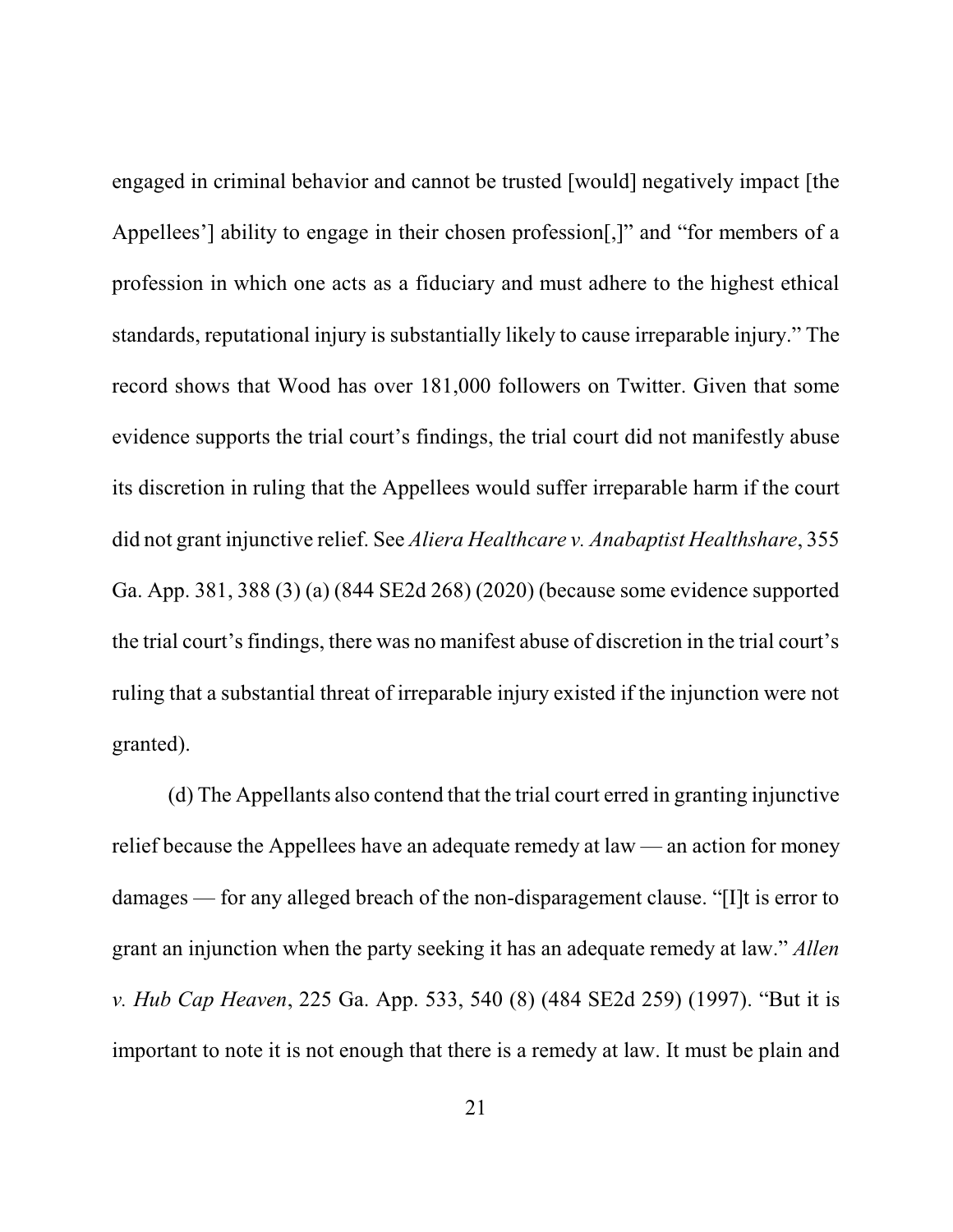engaged in criminal behavior and cannot be trusted [would] negatively impact [the Appellees'] ability to engage in their chosen profession[,]" and "for members of a profession in which one acts as a fiduciary and must adhere to the highest ethical standards, reputational injury is substantially likely to cause irreparable injury." The record shows that Wood has over 181,000 followers on Twitter. Given that some evidence supports the trial court's findings, the trial court did not manifestly abuse its discretion in ruling that the Appellees would suffer irreparable harm if the court did not grant injunctive relief. See *Aliera Healthcare v. Anabaptist Healthshare*, 355 Ga. App. 381, 388 (3) (a) (844 SE2d 268) (2020) (because some evidence supported the trial court's findings, there was no manifest abuse of discretion in the trial court's ruling that a substantial threat of irreparable injury existed if the injunction were not granted).

(d) The Appellants also contend that the trial court erred in granting injunctive relief because the Appellees have an adequate remedy at law — an action for money damages — for any alleged breach of the non-disparagement clause. "[I]t is error to grant an injunction when the party seeking it has an adequate remedy at law." *Allen v. Hub Cap Heaven*, 225 Ga. App. 533, 540 (8) (484 SE2d 259) (1997). "But it is important to note it is not enough that there is a remedy at law. It must be plain and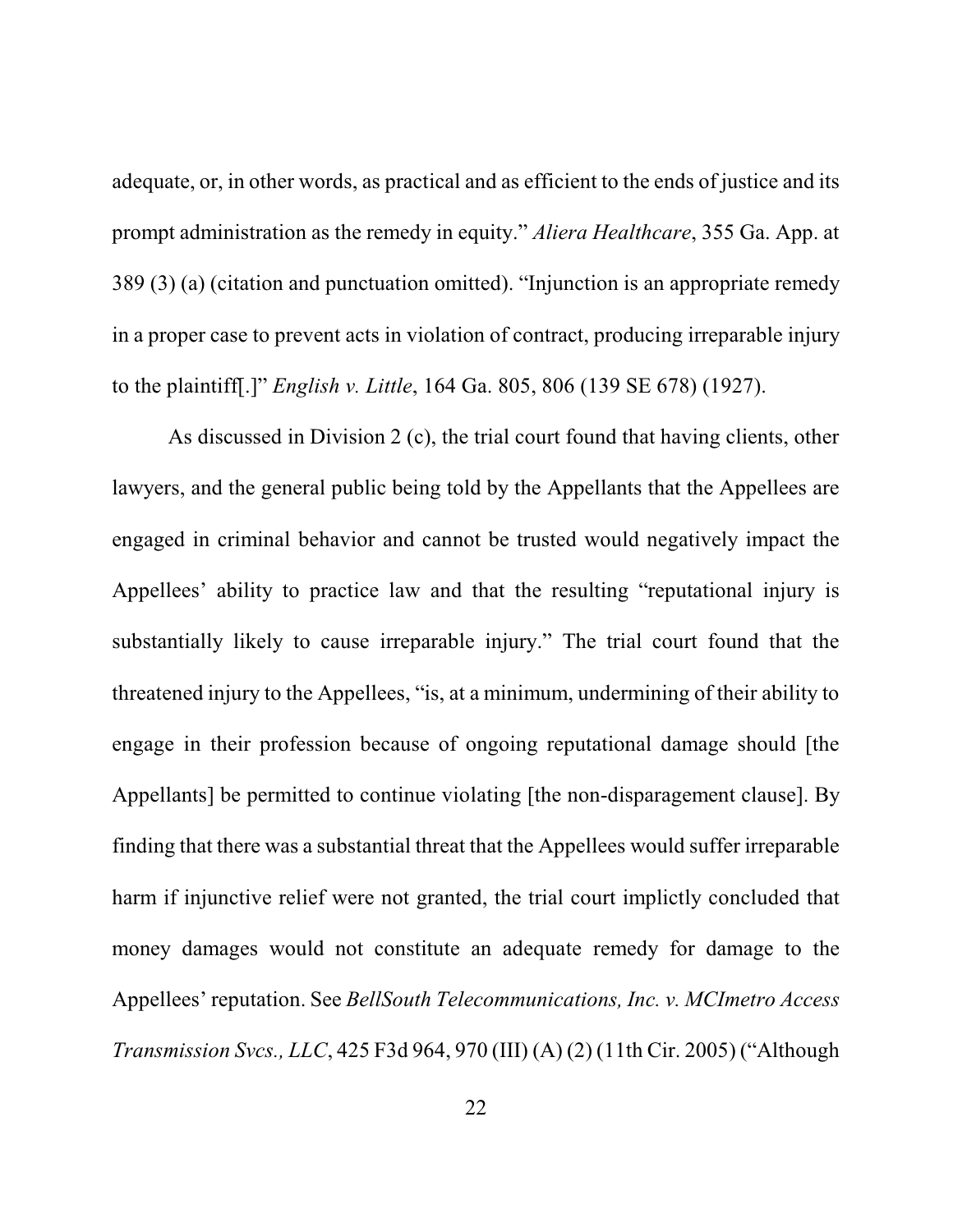adequate, or, in other words, as practical and as efficient to the ends of justice and its prompt administration as the remedy in equity." *Aliera Healthcare*, 355 Ga. App. at 389 (3) (a) (citation and punctuation omitted). "Injunction is an appropriate remedy in a proper case to prevent acts in violation of contract, producing irreparable injury to the plaintiff[.]" *English v. Little*, 164 Ga. 805, 806 (139 SE 678) (1927).

As discussed in Division 2 (c), the trial court found that having clients, other lawyers, and the general public being told by the Appellants that the Appellees are engaged in criminal behavior and cannot be trusted would negatively impact the Appellees' ability to practice law and that the resulting "reputational injury is substantially likely to cause irreparable injury." The trial court found that the threatened injury to the Appellees, "is, at a minimum, undermining of their ability to engage in their profession because of ongoing reputational damage should [the Appellants] be permitted to continue violating [the non-disparagement clause]. By finding that there was a substantial threat that the Appellees would suffer irreparable harm if injunctive relief were not granted, the trial court implictly concluded that money damages would not constitute an adequate remedy for damage to the Appellees' reputation. See *BellSouth Telecommunications, Inc. v. MCImetro Access Transmission Svcs., LLC*, 425 F3d 964, 970 (III) (A) (2) (11th Cir. 2005) ("Although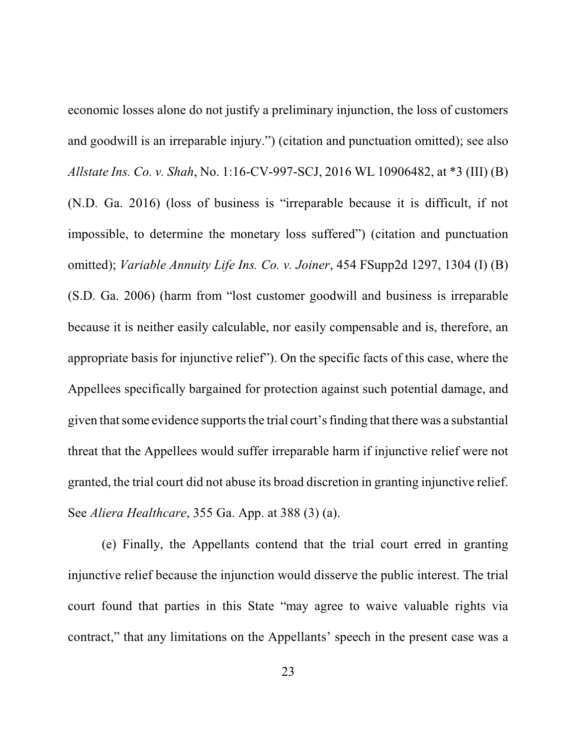economic losses alone do not justify a preliminary injunction, the loss of customers and goodwill is an irreparable injury.") (citation and punctuation omitted); see also *Allstate Ins. Co. v. Shah*, No. 1:16-CV-997-SCJ, 2016 WL 10906482, at *3 (III) (B) (N.D. Ga. 2016) (loss of business is "irreparable because it is difficult, if not impossible, to determine the monetary loss suffered") (citation and punctuation omitted); *Variable Annuity Life Ins. Co. v. Joiner*, 454 FSupp2d 1297, 1304 (I) (B) (S.D. Ga. 2006) (harm from "lost customer goodwill and business is irreparable because it is neither easily calculable, nor easily compensable and is, therefore, an appropriate basis for injunctive relief"). On the specific facts of this case, where the Appellees specifically bargained for protection against such potential damage, and given that some evidence supports the trial court's finding that there was a substantial threat that the Appellees would suffer irreparable harm if injunctive relief were not granted, the trial court did not abuse its broad discretion in granting injunctive relief. See *Aliera Healthcare*, 355 Ga. App. at 388 (3) (a).

(e) Finally, the Appellants contend that the trial court erred in granting injunctive relief because the injunction would disserve the public interest. The trial court found that parties in this State "may agree to waive valuable rights via contract," that any limitations on the Appellants' speech in the present case was a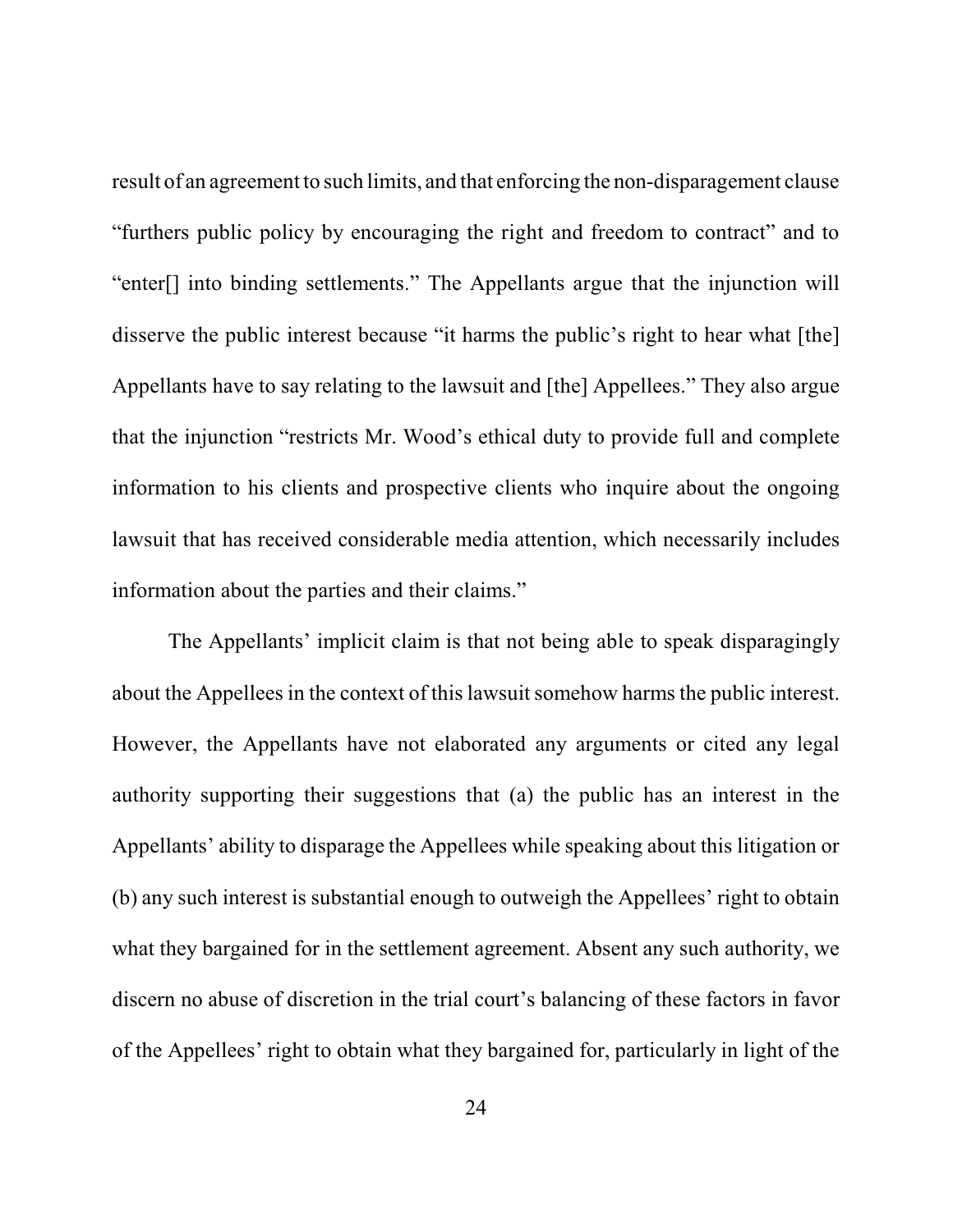result of an agreement to such limits, and that enforcing the non-disparagement clause "furthers public policy by encouraging the right and freedom to contract" and to "enter[] into binding settlements." The Appellants argue that the injunction will disserve the public interest because "it harms the public's right to hear what [the] Appellants have to say relating to the lawsuit and [the] Appellees." They also argue that the injunction "restricts Mr. Wood's ethical duty to provide full and complete information to his clients and prospective clients who inquire about the ongoing lawsuit that has received considerable media attention, which necessarily includes information about the parties and their claims."

The Appellants' implicit claim is that not being able to speak disparagingly about the Appellees in the context of this lawsuit somehow harms the public interest. However, the Appellants have not elaborated any arguments or cited any legal authority supporting their suggestions that (a) the public has an interest in the Appellants' ability to disparage the Appellees while speaking about this litigation or (b) any such interest is substantial enough to outweigh the Appellees' right to obtain what they bargained for in the settlement agreement. Absent any such authority, we discern no abuse of discretion in the trial court's balancing of these factors in favor of the Appellees' right to obtain what they bargained for, particularly in light of the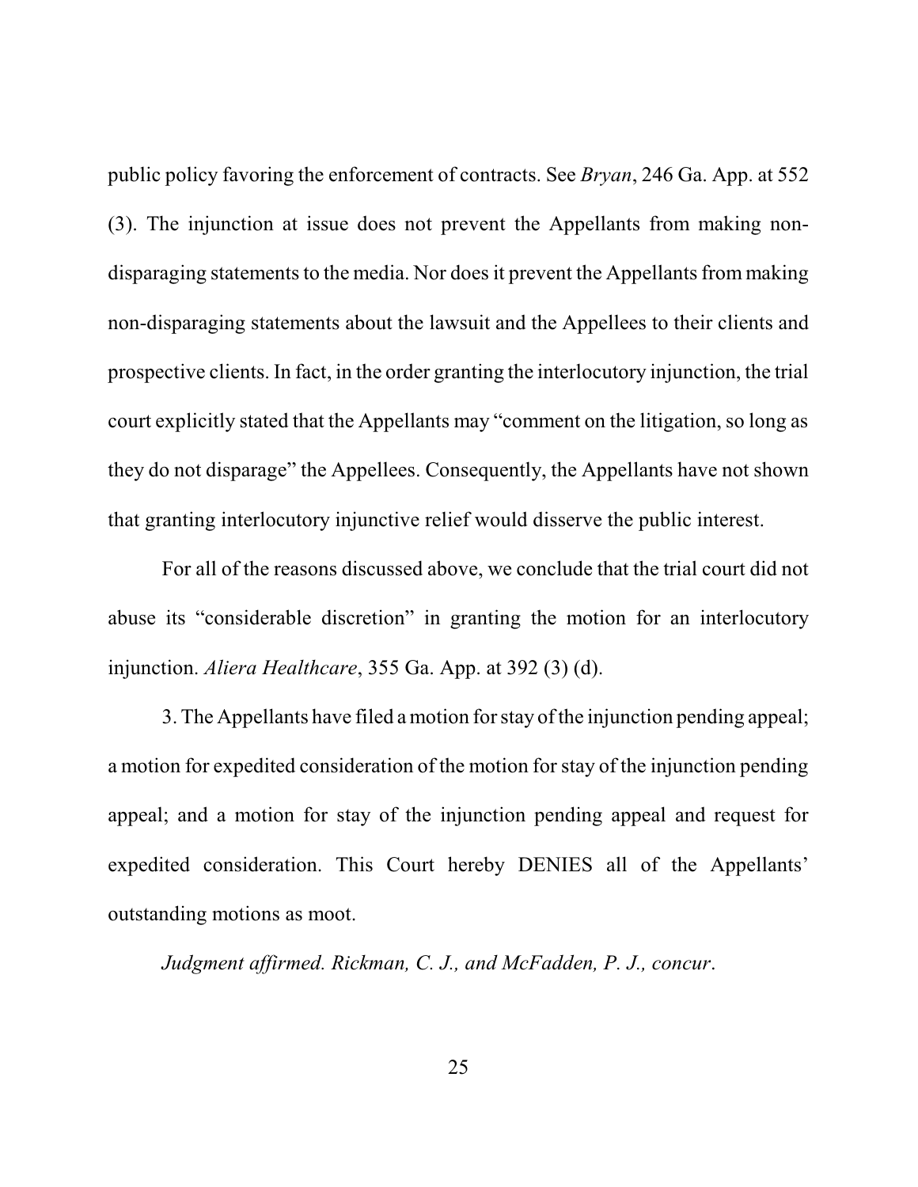public policy favoring the enforcement of contracts. See *Bryan*, 246 Ga. App. at 552 (3). The injunction at issue does not prevent the Appellants from making non-disparaging statements to the media. Nor does it prevent the Appellants from making non-disparaging statements about the lawsuit and the Appellees to their clients and prospective clients. In fact, in the order granting the interlocutory injunction, the trial court explicitly stated that the Appellants may "comment on the litigation, so long as they do not disparage" the Appellees. Consequently, the Appellants have not shown that granting interlocutory injunctive relief would disserve the public interest.

For all of the reasons discussed above, we conclude that the trial court did not abuse its "considerable discretion" in granting the motion for an interlocutory injunction. *Aliera Healthcare*, 355 Ga. App. at 392 (3) (d).

3. The Appellants have filed a motion for stay of the injunction pending appeal; a motion for expedited consideration of the motion for stay of the injunction pending appeal; and a motion for stay of the injunction pending appeal and request for expedited consideration. This Court hereby DENIES all of the Appellants' outstanding motions as moot.

*Judgment affirmed. Rickman, C. J., and McFadden, P. J., concur.*